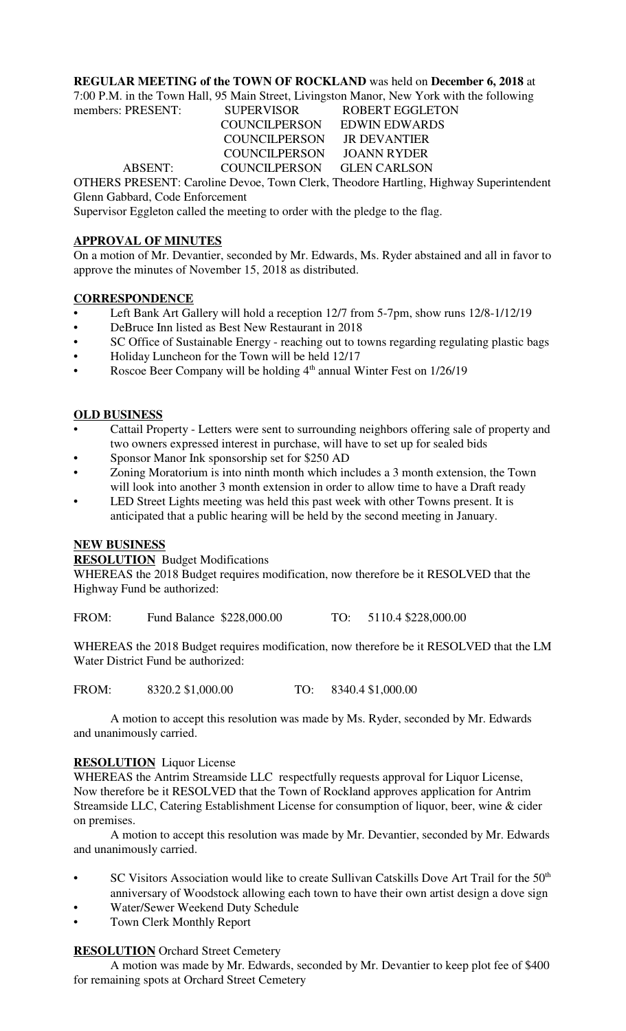**REGULAR MEETING of the TOWN OF ROCKLAND** was held on **December 6, 2018** at 7:00 P.M. in the Town Hall, 95 Main Street, Livingston Manor, New York with the following members: PRESENT:

| | | |
|---|---|---|
| PRESENT: | SUPERVISOR | ROBERT EGGLETON |
| | COUNCILPERSON | EDWIN EDWARDS |
| | COUNCILPERSON | JR DEVANTIER |
| | COUNCILPERSON | JOANN RYDER |
| ABSENT: | COUNCILPERSON | GLEN CARLSON |

OTHERS PRESENT: Caroline Devoe, Town Clerk, Theodore Hartling, Highway Superintendent Glenn Gabbard, Code Enforcement

Supervisor Eggleton called the meeting to order with the pledge to the flag.

**APPROVAL OF MINUTES**

On a motion of Mr. Devantier, seconded by Mr. Edwards, Ms. Ryder abstained and all in favor to approve the minutes of November 15, 2018 as distributed.

**CORRESPONDENCE**

- Left Bank Art Gallery will hold a reception 12/7 from 5-7pm, show runs 12/8-1/12/19
- DeBruce Inn listed as Best New Restaurant in 2018
- SC Office of Sustainable Energy - reaching out to towns regarding regulating plastic bags
- Holiday Luncheon for the Town will be held 12/17
- Roscoe Beer Company will be holding 4th annual Winter Fest on 1/26/19

**OLD BUSINESS**

- Cattail Property - Letters were sent to surrounding neighbors offering sale of property and two owners expressed interest in purchase, will have to set up for sealed bids
- Sponsor Manor Ink sponsorship set for $250 AD
- Zoning Moratorium is into ninth month which includes a 3 month extension, the Town will look into another 3 month extension in order to allow time to have a Draft ready
- LED Street Lights meeting was held this past week with other Towns present. It is anticipated that a public hearing will be held by the second meeting in January.

**NEW BUSINESS**

**RESOLUTION** Budget Modifications

WHEREAS the 2018 Budget requires modification, now therefore be it RESOLVED that the Highway Fund be authorized:

FROM: Fund Balance $228,000.00 TO: 5110.4 $228,000.00

WHEREAS the 2018 Budget requires modification, now therefore be it RESOLVED that the LM Water District Fund be authorized:

FROM: 8320.2 $1,000.00 TO: 8340.4 $1,000.00

A motion to accept this resolution was made by Ms. Ryder, seconded by Mr. Edwards and unanimously carried.

**RESOLUTION** Liquor License

WHEREAS the Antrim Streamside LLC respectfully requests approval for Liquor License, Now therefore be it RESOLVED that the Town of Rockland approves application for Antrim Streamside LLC, Catering Establishment License for consumption of liquor, beer, wine & cider on premises.

A motion to accept this resolution was made by Mr. Devantier, seconded by Mr. Edwards and unanimously carried.

- SC Visitors Association would like to create Sullivan Catskills Dove Art Trail for the 50th anniversary of Woodstock allowing each town to have their own artist design a dove sign
- Water/Sewer Weekend Duty Schedule
- Town Clerk Monthly Report

**RESOLUTION** Orchard Street Cemetery

A motion was made by Mr. Edwards, seconded by Mr. Devantier to keep plot fee of $400 for remaining spots at Orchard Street Cemetery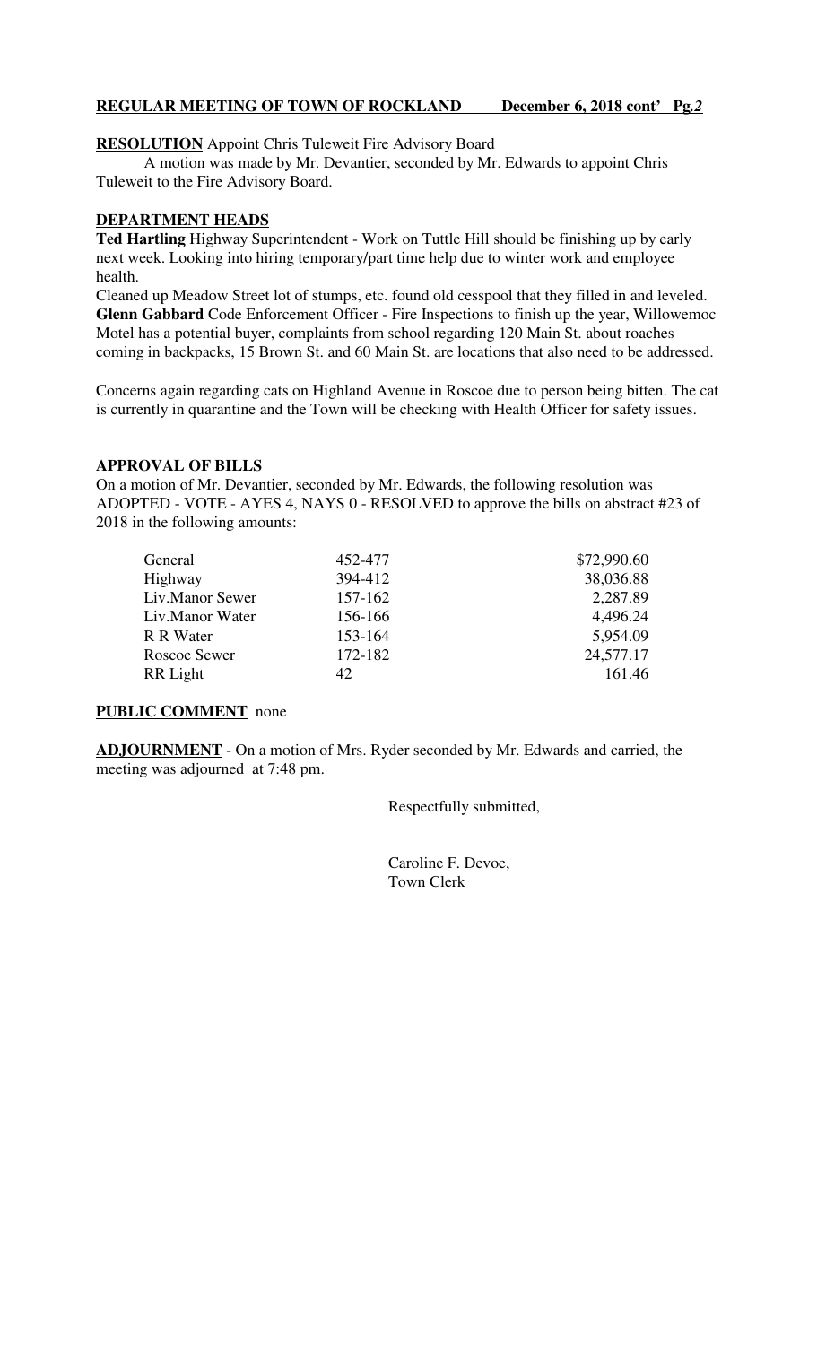**RESOLUTION** Appoint Chris Tuleweit Fire Advisory Board

A motion was made by Mr. Devantier, seconded by Mr. Edwards to appoint Chris Tuleweit to the Fire Advisory Board.

**DEPARTMENT HEADS**

**Ted Hartling** Highway Superintendent - Work on Tuttle Hill should be finishing up by early next week. Looking into hiring temporary/part time help due to winter work and employee health.

Cleaned up Meadow Street lot of stumps, etc. found old cesspool that they filled in and leveled.

**Glenn Gabbard** Code Enforcement Officer - Fire Inspections to finish up the year, Willowemoc Motel has a potential buyer, complaints from school regarding 120 Main St. about roaches coming in backpacks, 15 Brown St. and 60 Main St. are locations that also need to be addressed.

Concerns again regarding cats on Highland Avenue in Roscoe due to person being bitten. The cat is currently in quarantine and the Town will be checking with Health Officer for safety issues.

**APPROVAL OF BILLS**

On a motion of Mr. Devantier, seconded by Mr. Edwards, the following resolution was ADOPTED - VOTE - AYES 4, NAYS 0 - RESOLVED to approve the bills on abstract #23 of 2018 in the following amounts:

| | | |
|---|---|---|
| General | 452-477 | $72,990.60 |
| Highway | 394-412 | 38,036.88 |
| Liv.Manor Sewer | 157-162 | 2,287.89 |
| Liv.Manor Water | 156-166 | 4,496.24 |
| R R Water | 153-164 | 5,954.09 |
| Roscoe Sewer | 172-182 | 24,577.17 |
| RR Light | 42 | 161.46 |

**PUBLIC COMMENT** none

**ADJOURNMENT** - On a motion of Mrs. Ryder seconded by Mr. Edwards and carried, the meeting was adjourned at 7:48 pm.

Respectfully submitted,

Caroline F. Devoe,
Town Clerk